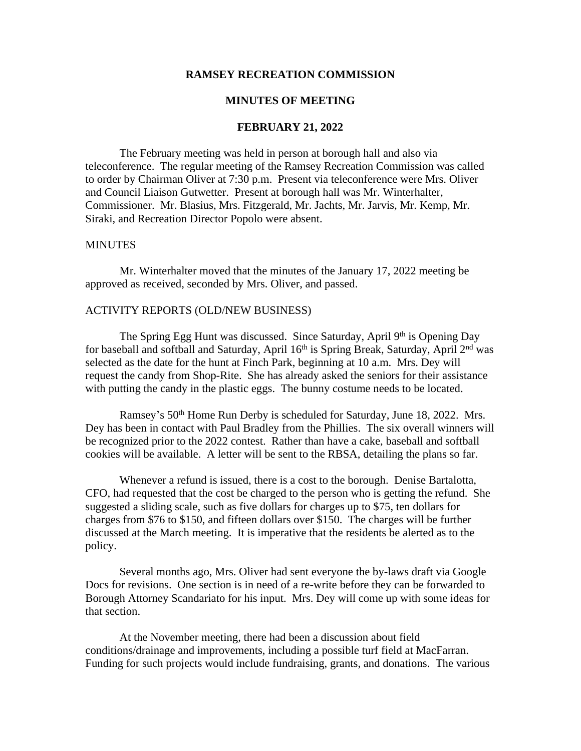# RAMSEY RECREATION COMMISSION

## MINUTES OF MEETING

## FEBRUARY 21, 2022

The February meeting was held in person at borough hall and also via teleconference. The regular meeting of the Ramsey Recreation Commission was called to order by Chairman Oliver at 7:30 p.m. Present via teleconference were Mrs. Oliver and Council Liaison Gutwetter. Present at borough hall was Mr. Winterhalter, Commissioner. Mr. Blasius, Mrs. Fitzgerald, Mr. Jachts, Mr. Jarvis, Mr. Kemp, Mr. Siraki, and Recreation Director Popolo were absent.

MINUTES

Mr. Winterhalter moved that the minutes of the January 17, 2022 meeting be approved as received, seconded by Mrs. Oliver, and passed.

ACTIVITY REPORTS (OLD/NEW BUSINESS)

The Spring Egg Hunt was discussed. Since Saturday, April 9th is Opening Day for baseball and softball and Saturday, April 16th is Spring Break, Saturday, April 2nd was selected as the date for the hunt at Finch Park, beginning at 10 a.m. Mrs. Dey will request the candy from Shop-Rite. She has already asked the seniors for their assistance with putting the candy in the plastic eggs. The bunny costume needs to be located.

Ramsey's 50th Home Run Derby is scheduled for Saturday, June 18, 2022. Mrs. Dey has been in contact with Paul Bradley from the Phillies. The six overall winners will be recognized prior to the 2022 contest. Rather than have a cake, baseball and softball cookies will be available. A letter will be sent to the RBSA, detailing the plans so far.

Whenever a refund is issued, there is a cost to the borough. Denise Bartalotta, CFO, had requested that the cost be charged to the person who is getting the refund. She suggested a sliding scale, such as five dollars for charges up to $75, ten dollars for charges from $76 to $150, and fifteen dollars over $150. The charges will be further discussed at the March meeting. It is imperative that the residents be alerted as to the policy.

Several months ago, Mrs. Oliver had sent everyone the by-laws draft via Google Docs for revisions. One section is in need of a re-write before they can be forwarded to Borough Attorney Scandariato for his input. Mrs. Dey will come up with some ideas for that section.

At the November meeting, there had been a discussion about field conditions/drainage and improvements, including a possible turf field at MacFarran. Funding for such projects would include fundraising, grants, and donations. The various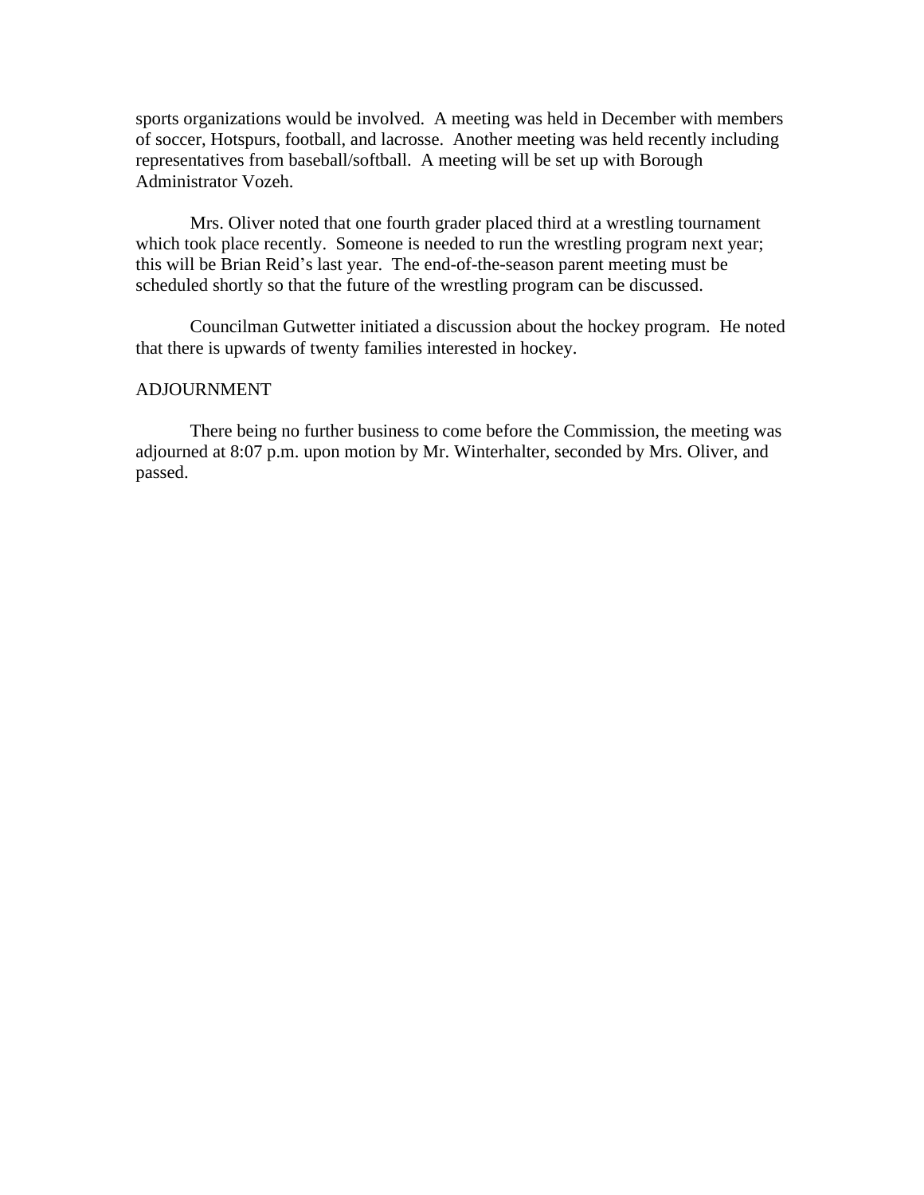sports organizations would be involved. A meeting was held in December with members of soccer, Hotspurs, football, and lacrosse. Another meeting was held recently including representatives from baseball/softball. A meeting will be set up with Borough Administrator Vozeh.

Mrs. Oliver noted that one fourth grader placed third at a wrestling tournament which took place recently. Someone is needed to run the wrestling program next year; this will be Brian Reid's last year. The end-of-the-season parent meeting must be scheduled shortly so that the future of the wrestling program can be discussed.

Councilman Gutwetter initiated a discussion about the hockey program. He noted that there is upwards of twenty families interested in hockey.

ADJOURNMENT

There being no further business to come before the Commission, the meeting was adjourned at 8:07 p.m. upon motion by Mr. Winterhalter, seconded by Mrs. Oliver, and passed.